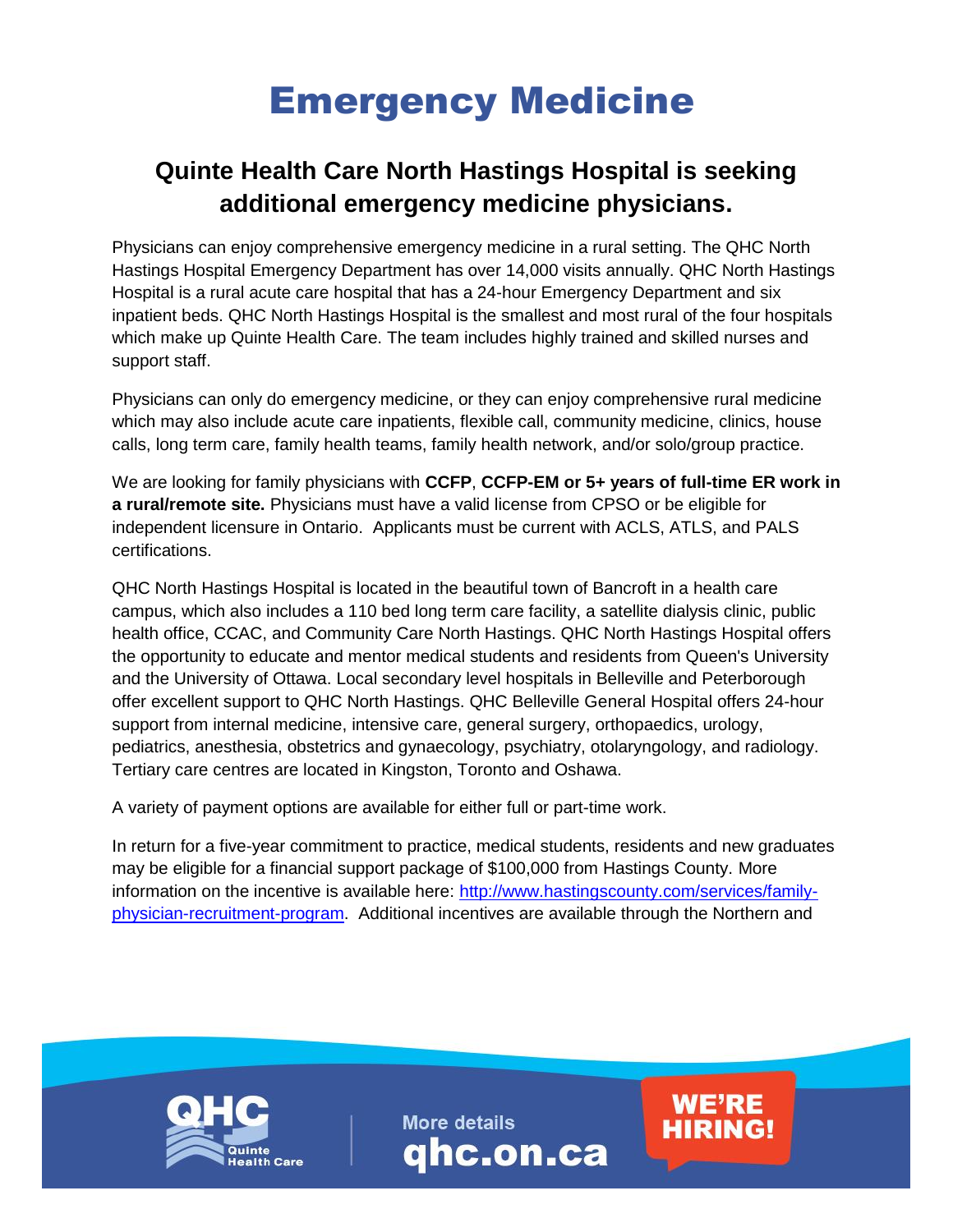# Emergency Medicine

## Quinte Health Care North Hastings Hospital is seeking additional emergency medicine physicians.

Physicians can enjoy comprehensive emergency medicine in a rural setting. The QHC North Hastings Hospital Emergency Department has over 14,000 visits annually. QHC North Hastings Hospital is a rural acute care hospital that has a 24-hour Emergency Department and six inpatient beds. QHC North Hastings Hospital is the smallest and most rural of the four hospitals which make up Quinte Health Care. The team includes highly trained and skilled nurses and support staff.

Physicians can only do emergency medicine, or they can enjoy comprehensive rural medicine which may also include acute care inpatients, flexible call, community medicine, clinics, house calls, long term care, family health teams, family health network, and/or solo/group practice.

We are looking for family physicians with **CCFP**, **CCFP-EM or 5+ years of full-time ER work in a rural/remote site.** Physicians must have a valid license from CPSO or be eligible for independent licensure in Ontario. Applicants must be current with ACLS, ATLS, and PALS certifications.

QHC North Hastings Hospital is located in the beautiful town of Bancroft in a health care campus, which also includes a 110 bed long term care facility, a satellite dialysis clinic, public health office, CCAC, and Community Care North Hastings. QHC North Hastings Hospital offers the opportunity to educate and mentor medical students and residents from Queen's University and the University of Ottawa. Local secondary level hospitals in Belleville and Peterborough offer excellent support to QHC North Hastings. QHC Belleville General Hospital offers 24-hour support from internal medicine, intensive care, general surgery, orthopaedics, urology, pediatrics, anesthesia, obstetrics and gynaecology, psychiatry, otolaryngology, and radiology. Tertiary care centres are located in Kingston, Toronto and Oshawa.

A variety of payment options are available for either full or part-time work.

In return for a five-year commitment to practice, medical students, residents and new graduates may be eligible for a financial support package of $100,000 from Hastings County. More information on the incentive is available here: [http://www.hastingscounty.com/services/family-physician-recruitment-program](http://www.hastingscounty.com/services/family-physician-recruitment-program). Additional incentives are available through the Northern and

QHC Quinte Health Care

More details **qhc.on.ca**

**WE'RE HIRING!**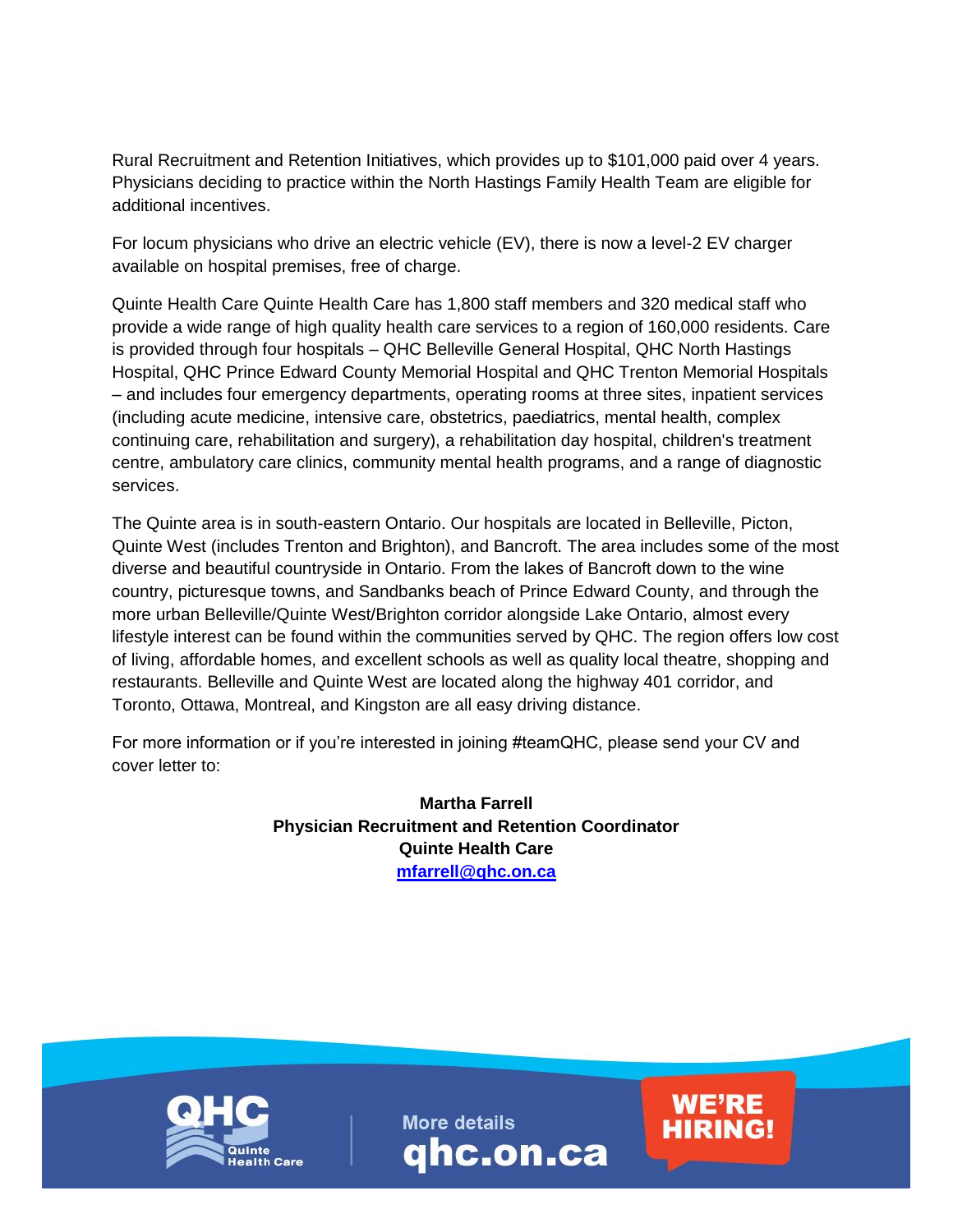Rural Recruitment and Retention Initiatives, which provides up to $101,000 paid over 4 years. Physicians deciding to practice within the North Hastings Family Health Team are eligible for additional incentives.

For locum physicians who drive an electric vehicle (EV), there is now a level-2 EV charger available on hospital premises, free of charge.

Quinte Health Care Quinte Health Care has 1,800 staff members and 320 medical staff who provide a wide range of high quality health care services to a region of 160,000 residents. Care is provided through four hospitals – QHC Belleville General Hospital, QHC North Hastings Hospital, QHC Prince Edward County Memorial Hospital and QHC Trenton Memorial Hospitals – and includes four emergency departments, operating rooms at three sites, inpatient services (including acute medicine, intensive care, obstetrics, paediatrics, mental health, complex continuing care, rehabilitation and surgery), a rehabilitation day hospital, children's treatment centre, ambulatory care clinics, community mental health programs, and a range of diagnostic services.

The Quinte area is in south-eastern Ontario. Our hospitals are located in Belleville, Picton, Quinte West (includes Trenton and Brighton), and Bancroft. The area includes some of the most diverse and beautiful countryside in Ontario. From the lakes of Bancroft down to the wine country, picturesque towns, and Sandbanks beach of Prince Edward County, and through the more urban Belleville/Quinte West/Brighton corridor alongside Lake Ontario, almost every lifestyle interest can be found within the communities served by QHC. The region offers low cost of living, affordable homes, and excellent schools as well as quality local theatre, shopping and restaurants. Belleville and Quinte West are located along the highway 401 corridor, and Toronto, Ottawa, Montreal, and Kingston are all easy driving distance.

For more information or if you're interested in joining #teamQHC, please send your CV and cover letter to:

**Martha Farrell**
**Physician Recruitment and Retention Coordinator**
**Quinte Health Care**
**[mfarrell@qhc.on.ca](mailto:mfarrell@qhc.on.ca)**

QHC Quinte Health Care

More details
qhc.on.ca

WE'RE HIRING!